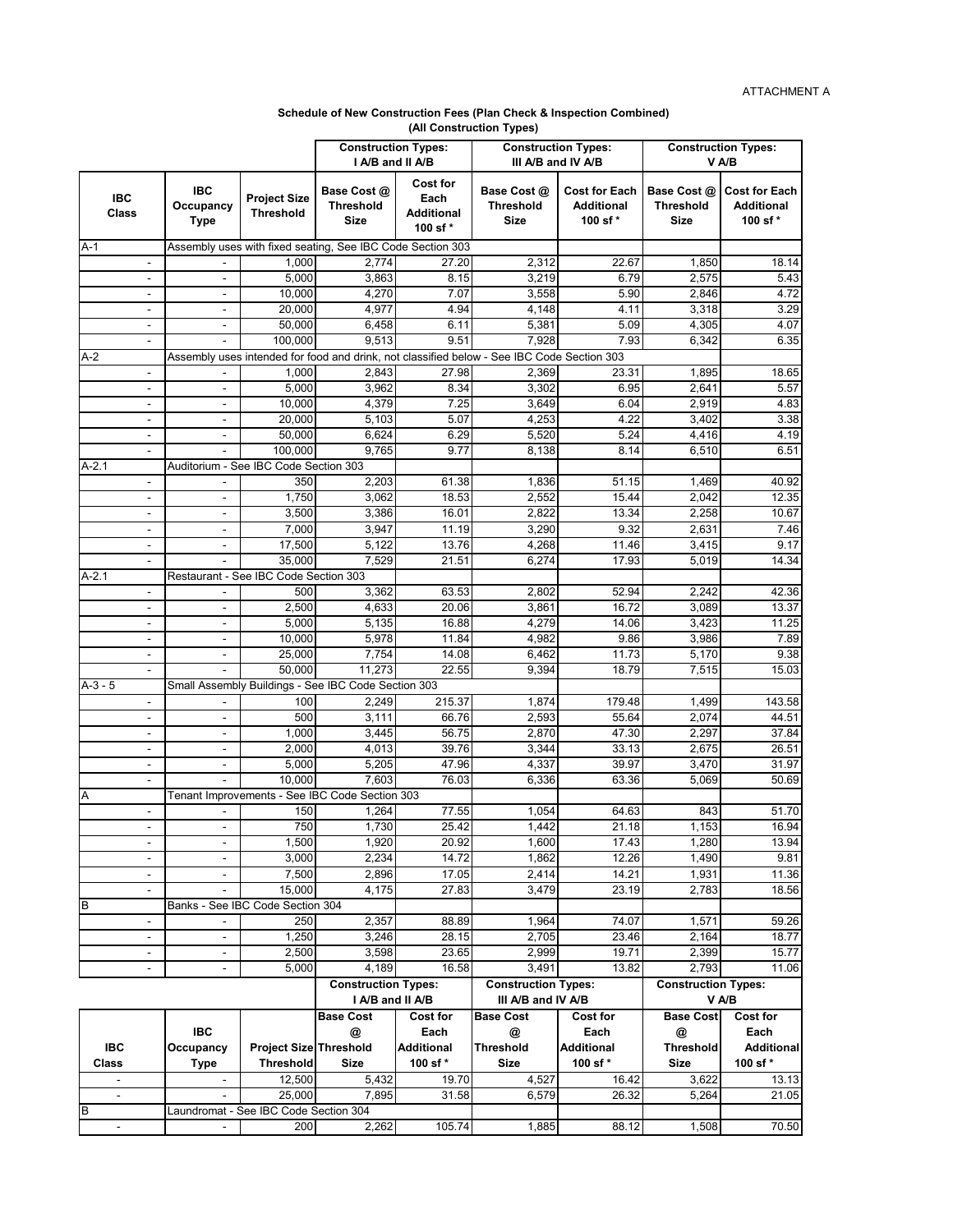ATTACHMENT A

**Schedule of New Construction Fees (Plan Check & Inspection Combined)**
**(All Construction Types)**

| | | | Construction Types: I A/B and II A/B | | Construction Types: III A/B and IV A/B | | Construction Types: V A/B | |
|---|---|---|---|---|---|---|---|---|
| IBC Class | IBC Occupancy Type | Project Size Threshold | Base Cost @ Threshold Size | Cost for Each Additional 100 sf * | Base Cost @ Threshold Size | Cost for Each Additional 100 sf * | Base Cost @ Threshold Size | Cost for Each Additional 100 sf * |
| A-1 | Assembly uses with fixed seating, See IBC Code Section 303 | | | | | | | |
| - | - | 1,000 | 2,774 | 27.20 | 2,312 | 22.67 | 1,850 | 18.14 |
| - | - | 5,000 | 3,863 | 8.15 | 3,219 | 6.79 | 2,575 | 5.43 |
| - | - | 10,000 | 4,270 | 7.07 | 3,558 | 5.90 | 2,846 | 4.72 |
| - | - | 20,000 | 4,977 | 4.94 | 4,148 | 4.11 | 3,318 | 3.29 |
| - | - | 50,000 | 6,458 | 6.11 | 5,381 | 5.09 | 4,305 | 4.07 |
| - | - | 100,000 | 9,513 | 9.51 | 7,928 | 7.93 | 6,342 | 6.35 |
| A-2 | Assembly uses intended for food and drink, not classified below - See IBC Code Section 303 | | | | | | | |
| - | - | 1,000 | 2,843 | 27.98 | 2,369 | 23.31 | 1,895 | 18.65 |
| - | - | 5,000 | 3,962 | 8.34 | 3,302 | 6.95 | 2,641 | 5.57 |
| - | - | 10,000 | 4,379 | 7.25 | 3,649 | 6.04 | 2,919 | 4.83 |
| - | - | 20,000 | 5,103 | 5.07 | 4,253 | 4.22 | 3,402 | 3.38 |
| - | - | 50,000 | 6,624 | 6.29 | 5,520 | 5.24 | 4,416 | 4.19 |
| - | - | 100,000 | 9,765 | 9.77 | 8,138 | 8.14 | 6,510 | 6.51 |
| A-2.1 | Auditorium - See IBC Code Section 303 | | | | | | | |
| - | - | 350 | 2,203 | 61.38 | 1,836 | 51.15 | 1,469 | 40.92 |
| - | - | 1,750 | 3,062 | 18.53 | 2,552 | 15.44 | 2,042 | 12.35 |
| - | - | 3,500 | 3,386 | 16.01 | 2,822 | 13.34 | 2,258 | 10.67 |
| - | - | 7,000 | 3,947 | 11.19 | 3,290 | 9.32 | 2,631 | 7.46 |
| - | - | 17,500 | 5,122 | 13.76 | 4,268 | 11.46 | 3,415 | 9.17 |
| - | - | 35,000 | 7,529 | 21.51 | 6,274 | 17.93 | 5,019 | 14.34 |
| A-2.1 | Restaurant - See IBC Code Section 303 | | | | | | | |
| - | - | 500 | 3,362 | 63.53 | 2,802 | 52.94 | 2,242 | 42.36 |
| - | - | 2,500 | 4,633 | 20.06 | 3,861 | 16.72 | 3,089 | 13.37 |
| - | - | 5,000 | 5,135 | 16.88 | 4,279 | 14.06 | 3,423 | 11.25 |
| - | - | 10,000 | 5,978 | 11.84 | 4,982 | 9.86 | 3,986 | 7.89 |
| - | - | 25,000 | 7,754 | 14.08 | 6,462 | 11.73 | 5,170 | 9.38 |
| - | - | 50,000 | 11,273 | 22.55 | 9,394 | 18.79 | 7,515 | 15.03 |
| A-3 - 5 | Small Assembly Buildings - See IBC Code Section 303 | | | | | | | |
| - | - | 100 | 2,249 | 215.37 | 1,874 | 179.48 | 1,499 | 143.58 |
| - | - | 500 | 3,111 | 66.76 | 2,593 | 55.64 | 2,074 | 44.51 |
| - | - | 1,000 | 3,445 | 56.75 | 2,870 | 47.30 | 2,297 | 37.84 |
| - | - | 2,000 | 4,013 | 39.76 | 3,344 | 33.13 | 2,675 | 26.51 |
| - | - | 5,000 | 5,205 | 47.96 | 4,337 | 39.97 | 3,470 | 31.97 |
| - | - | 10,000 | 7,603 | 76.03 | 6,336 | 63.36 | 5,069 | 50.69 |
| A | Tenant Improvements - See IBC Code Section 303 | | | | | | | |
| - | - | 150 | 1,264 | 77.55 | 1,054 | 64.63 | 843 | 51.70 |
| - | - | 750 | 1,730 | 25.42 | 1,442 | 21.18 | 1,153 | 16.94 |
| - | - | 1,500 | 1,920 | 20.92 | 1,600 | 17.43 | 1,280 | 13.94 |
| - | - | 3,000 | 2,234 | 14.72 | 1,862 | 12.26 | 1,490 | 9.81 |
| - | - | 7,500 | 2,896 | 17.05 | 2,414 | 14.21 | 1,931 | 11.36 |
| - | - | 15,000 | 4,175 | 27.83 | 3,479 | 23.19 | 2,783 | 18.56 |
| B | Banks - See IBC Code Section 304 | | | | | | | |
| - | - | 250 | 2,357 | 88.89 | 1,964 | 74.07 | 1,571 | 59.26 |
| - | - | 1,250 | 3,246 | 28.15 | 2,705 | 23.46 | 2,164 | 18.77 |
| - | - | 2,500 | 3,598 | 23.65 | 2,999 | 19.71 | 2,399 | 15.77 |
| - | - | 5,000 | 4,189 | 16.58 | 3,491 | 13.82 | 2,793 | 11.06 |
| - | - | 12,500 | 5,432 | 19.70 | 4,527 | 16.42 | 3,622 | 13.13 |
| - | - | 25,000 | 7,895 | 31.58 | 6,579 | 26.32 | 5,264 | 21.05 |
| B | Laundromat - See IBC Code Section 304 | | | | | | | |
| - | - | 200 | 2,262 | 105.74 | 1,885 | 88.12 | 1,508 | 70.50 |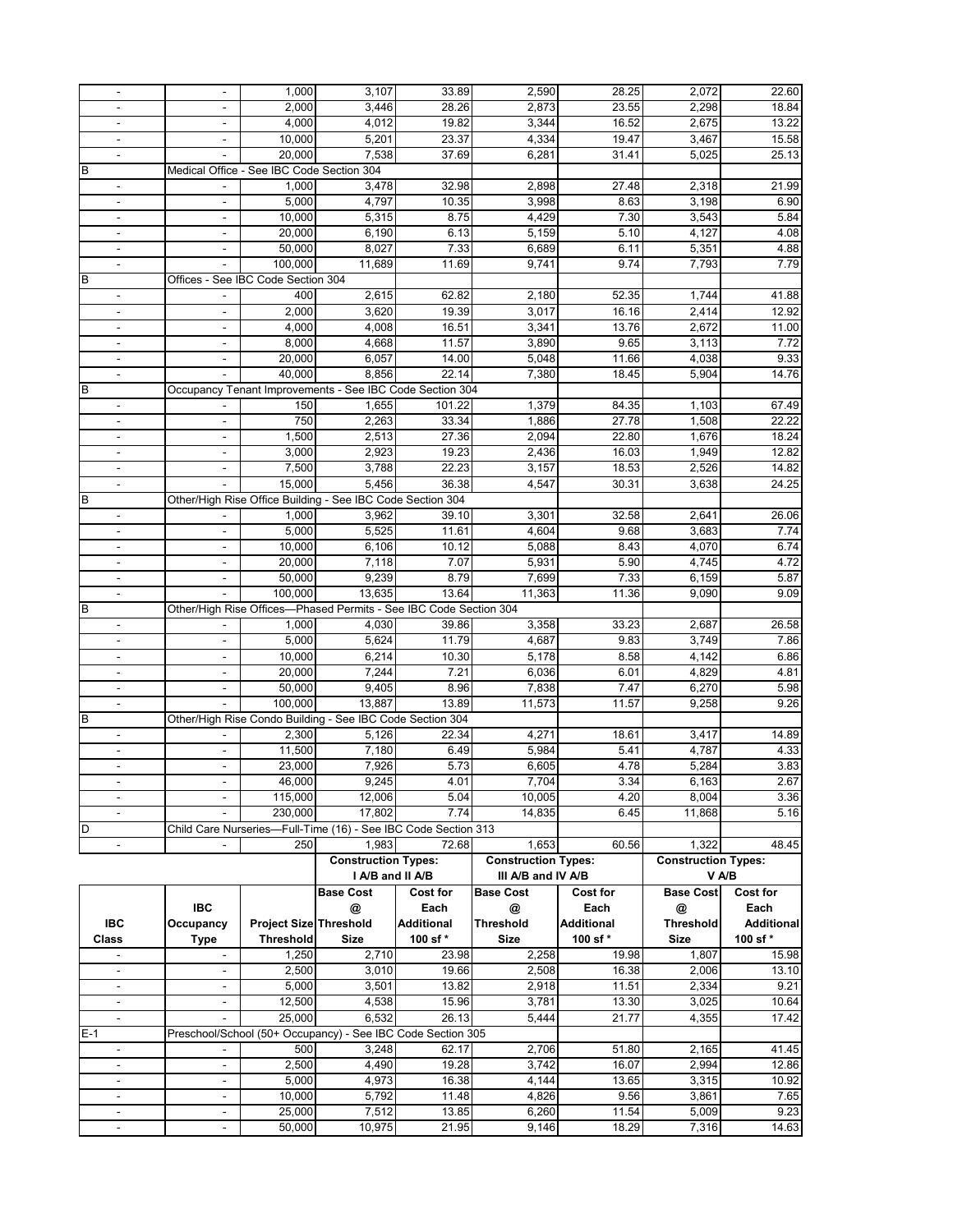| - | - | 1,000 | 3,107 | 33.89 | 2,590 | 28.25 | 2,072 | 22.60 |
|---|---|---|---|---|---|---|---|---|
| - | - | 2,000 | 3,446 | 28.26 | 2,873 | 23.55 | 2,298 | 18.84 |
| - | - | 4,000 | 4,012 | 19.82 | 3,344 | 16.52 | 2,675 | 13.22 |
| - | - | 10,000 | 5,201 | 23.37 | 4,334 | 19.47 | 3,467 | 15.58 |
| - | - | 20,000 | 7,538 | 37.69 | 6,281 | 31.41 | 5,025 | 25.13 |
| B | Medical Office - See IBC Code Section 304 | | | | | | | |
| - | - | 1,000 | 3,478 | 32.98 | 2,898 | 27.48 | 2,318 | 21.99 |
| - | - | 5,000 | 4,797 | 10.35 | 3,998 | 8.63 | 3,198 | 6.90 |
| - | - | 10,000 | 5,315 | 8.75 | 4,429 | 7.30 | 3,543 | 5.84 |
| - | - | 20,000 | 6,190 | 6.13 | 5,159 | 5.10 | 4,127 | 4.08 |
| - | - | 50,000 | 8,027 | 7.33 | 6,689 | 6.11 | 5,351 | 4.88 |
| - | - | 100,000 | 11,689 | 11.69 | 9,741 | 9.74 | 7,793 | 7.79 |
| B | Offices - See IBC Code Section 304 | | | | | | | |
| - | - | 400 | 2,615 | 62.82 | 2,180 | 52.35 | 1,744 | 41.88 |
| - | - | 2,000 | 3,620 | 19.39 | 3,017 | 16.16 | 2,414 | 12.92 |
| - | - | 4,000 | 4,008 | 16.51 | 3,341 | 13.76 | 2,672 | 11.00 |
| - | - | 8,000 | 4,668 | 11.57 | 3,890 | 9.65 | 3,113 | 7.72 |
| - | - | 20,000 | 6,057 | 14.00 | 5,048 | 11.66 | 4,038 | 9.33 |
| - | - | 40,000 | 8,856 | 22.14 | 7,380 | 18.45 | 5,904 | 14.76 |
| B | Occupancy Tenant Improvements - See IBC Code Section 304 | | | | | | | |
| - | - | 150 | 1,655 | 101.22 | 1,379 | 84.35 | 1,103 | 67.49 |
| - | - | 750 | 2,263 | 33.34 | 1,886 | 27.78 | 1,508 | 22.22 |
| - | - | 1,500 | 2,513 | 27.36 | 2,094 | 22.80 | 1,676 | 18.24 |
| - | - | 3,000 | 2,923 | 19.23 | 2,436 | 16.03 | 1,949 | 12.82 |
| - | - | 7,500 | 3,788 | 22.23 | 3,157 | 18.53 | 2,526 | 14.82 |
| - | - | 15,000 | 5,456 | 36.38 | 4,547 | 30.31 | 3,638 | 24.25 |
| B | Other/High Rise Office Building - See IBC Code Section 304 | | | | | | | |
| - | - | 1,000 | 3,962 | 39.10 | 3,301 | 32.58 | 2,641 | 26.06 |
| - | - | 5,000 | 5,525 | 11.61 | 4,604 | 9.68 | 3,683 | 7.74 |
| - | - | 10,000 | 6,106 | 10.12 | 5,088 | 8.43 | 4,070 | 6.74 |
| - | - | 20,000 | 7,118 | 7.07 | 5,931 | 5.90 | 4,745 | 4.72 |
| - | - | 50,000 | 9,239 | 8.79 | 7,699 | 7.33 | 6,159 | 5.87 |
| - | - | 100,000 | 13,635 | 13.64 | 11,363 | 11.36 | 9,090 | 9.09 |
| B | Other/High Rise Offices—Phased Permits - See IBC Code Section 304 | | | | | | | |
| - | - | 1,000 | 4,030 | 39.86 | 3,358 | 33.23 | 2,687 | 26.58 |
| - | - | 5,000 | 5,624 | 11.79 | 4,687 | 9.83 | 3,749 | 7.86 |
| - | - | 10,000 | 6,214 | 10.30 | 5,178 | 8.58 | 4,142 | 6.86 |
| - | - | 20,000 | 7,244 | 7.21 | 6,036 | 6.01 | 4,829 | 4.81 |
| - | - | 50,000 | 9,405 | 8.96 | 7,838 | 7.47 | 6,270 | 5.98 |
| - | - | 100,000 | 13,887 | 13.89 | 11,573 | 11.57 | 9,258 | 9.26 |
| B | Other/High Rise Condo Building - See IBC Code Section 304 | | | | | | | |
| - | - | 2,300 | 5,126 | 22.34 | 4,271 | 18.61 | 3,417 | 14.89 |
| - | - | 11,500 | 7,180 | 6.49 | 5,984 | 5.41 | 4,787 | 4.33 |
| - | - | 23,000 | 7,926 | 5.73 | 6,605 | 4.78 | 5,284 | 3.83 |
| - | - | 46,000 | 9,245 | 4.01 | 7,704 | 3.34 | 6,163 | 2.67 |
| - | - | 115,000 | 12,006 | 5.04 | 10,005 | 4.20 | 8,004 | 3.36 |
| - | - | 230,000 | 17,802 | 7.74 | 14,835 | 6.45 | 11,868 | 5.16 |
| D | Child Care Nurseries—Full-Time (16) - See IBC Code Section 313 | | | | | | | |
| - | - | 250 | 1,983 | 72.68 | 1,653 | 60.56 | 1,322 | 48.45 |

| | | | Construction Types: I A/B and II A/B | | Construction Types: III A/B and IV A/B | | Construction Types: V A/B | |
|---|---|---|---|---|---|---|---|---|
| IBC Class | IBC Occupancy Type | Project Size Threshold | Base Cost @ Threshold Size | Cost for Each Additional 100 sf * | Base Cost @ Threshold Size | Cost for Each Additional 100 sf * | Base Cost @ Threshold Size | Cost for Each Additional 100 sf * |
| - | - | 1,250 | 2,710 | 23.98 | 2,258 | 19.98 | 1,807 | 15.98 |
| - | - | 2,500 | 3,010 | 19.66 | 2,508 | 16.38 | 2,006 | 13.10 |
| - | - | 5,000 | 3,501 | 13.82 | 2,918 | 11.51 | 2,334 | 9.21 |
| - | - | 12,500 | 4,538 | 15.96 | 3,781 | 13.30 | 3,025 | 10.64 |
| - | - | 25,000 | 6,532 | 26.13 | 5,444 | 21.77 | 4,355 | 17.42 |
| E-1 | Preschool/School (50+ Occupancy) - See IBC Code Section 305 | | | | | | | |
| - | - | 500 | 3,248 | 62.17 | 2,706 | 51.80 | 2,165 | 41.45 |
| - | - | 2,500 | 4,490 | 19.28 | 3,742 | 16.07 | 2,994 | 12.86 |
| - | - | 5,000 | 4,973 | 16.38 | 4,144 | 13.65 | 3,315 | 10.92 |
| - | - | 10,000 | 5,792 | 11.48 | 4,826 | 9.56 | 3,861 | 7.65 |
| - | - | 25,000 | 7,512 | 13.85 | 6,260 | 11.54 | 5,009 | 9.23 |
| - | - | 50,000 | 10,975 | 21.95 | 9,146 | 18.29 | 7,316 | 14.63 |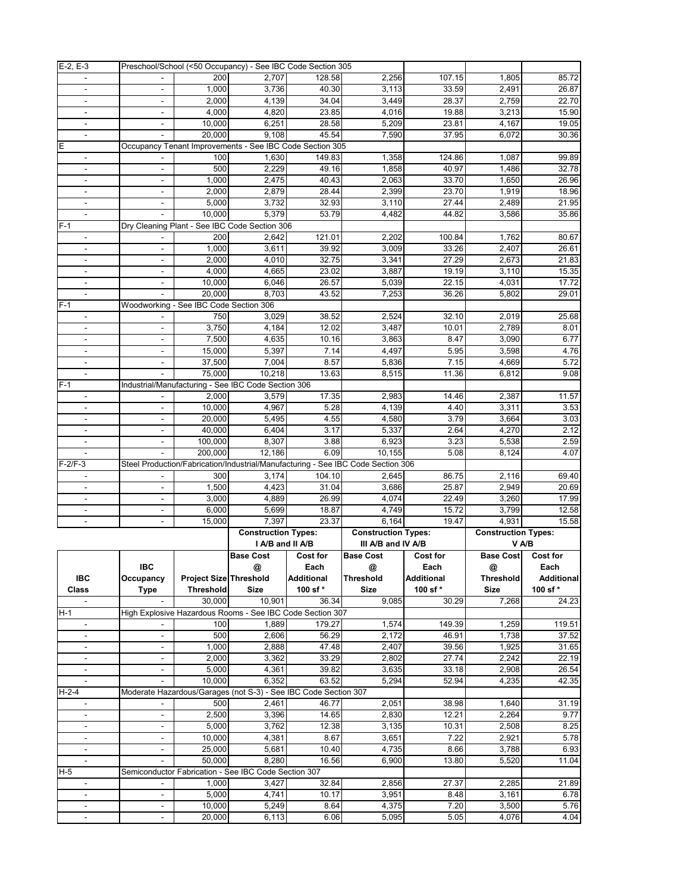| E-2, E-3 | Preschool/School (<50 Occupancy) - See IBC Code Section 305 | | | | | | | |
|---|---|---|---|---|---|---|---|---|
| - | - | 200 | 2,707 | 128.58 | 2,256 | 107.15 | 1,805 | 85.72 |
| - | - | 1,000 | 3,736 | 40.30 | 3,113 | 33.59 | 2,491 | 26.87 |
| - | - | 2,000 | 4,139 | 34.04 | 3,449 | 28.37 | 2,759 | 22.70 |
| - | - | 4,000 | 4,820 | 23.85 | 4,016 | 19.88 | 3,213 | 15.90 |
| - | - | 10,000 | 6,251 | 28.58 | 5,209 | 23.81 | 4,167 | 19.05 |
| - | - | 20,000 | 9,108 | 45.54 | 7,590 | 37.95 | 6,072 | 30.36 |
| E | Occupancy Tenant Improvements - See IBC Code Section 305 | | | | | | | |
| - | - | 100 | 1,630 | 149.83 | 1,358 | 124.86 | 1,087 | 99.89 |
| - | - | 500 | 2,229 | 49.16 | 1,858 | 40.97 | 1,486 | 32.78 |
| - | - | 1,000 | 2,475 | 40.43 | 2,063 | 33.70 | 1,650 | 26.96 |
| - | - | 2,000 | 2,879 | 28.44 | 2,399 | 23.70 | 1,919 | 18.96 |
| - | - | 5,000 | 3,732 | 32.93 | 3,110 | 27.44 | 2,489 | 21.95 |
| - | - | 10,000 | 5,379 | 53.79 | 4,482 | 44.82 | 3,586 | 35.86 |
| F-1 | Dry Cleaning Plant - See IBC Code Section 306 | | | | | | | |
| - | - | 200 | 2,642 | 121.01 | 2,202 | 100.84 | 1,762 | 80.67 |
| - | - | 1,000 | 3,611 | 39.92 | 3,009 | 33.26 | 2,407 | 26.61 |
| - | - | 2,000 | 4,010 | 32.75 | 3,341 | 27.29 | 2,673 | 21.83 |
| - | - | 4,000 | 4,665 | 23.02 | 3,887 | 19.19 | 3,110 | 15.35 |
| - | - | 10,000 | 6,046 | 26.57 | 5,039 | 22.15 | 4,031 | 17.72 |
| - | - | 20,000 | 8,703 | 43.52 | 7,253 | 36.26 | 5,802 | 29.01 |
| F-1 | Woodworking - See IBC Code Section 306 | | | | | | | |
| - | - | 750 | 3,029 | 38.52 | 2,524 | 32.10 | 2,019 | 25.68 |
| - | - | 3,750 | 4,184 | 12.02 | 3,487 | 10.01 | 2,789 | 8.01 |
| - | - | 7,500 | 4,635 | 10.16 | 3,863 | 8.47 | 3,090 | 6.77 |
| - | - | 15,000 | 5,397 | 7.14 | 4,497 | 5.95 | 3,598 | 4.76 |
| - | - | 37,500 | 7,004 | 8.57 | 5,836 | 7.15 | 4,669 | 5.72 |
| - | - | 75,000 | 10,218 | 13.63 | 8,515 | 11.36 | 6,812 | 9.08 |
| F-1 | Industrial/Manufacturing - See IBC Code Section 306 | | | | | | | |
| - | - | 2,000 | 3,579 | 17.35 | 2,983 | 14.46 | 2,387 | 11.57 |
| - | - | 10,000 | 4,967 | 5.28 | 4,139 | 4.40 | 3,311 | 3.53 |
| - | - | 20,000 | 5,495 | 4.55 | 4,580 | 3.79 | 3,664 | 3.03 |
| - | - | 40,000 | 6,404 | 3.17 | 5,337 | 2.64 | 4,270 | 2.12 |
| - | - | 100,000 | 8,307 | 3.88 | 6,923 | 3.23 | 5,538 | 2.59 |
| - | - | 200,000 | 12,186 | 6.09 | 10,155 | 5.08 | 8,124 | 4.07 |
| F-2/F-3 | Steel Production/Fabrication/Industrial/Manufacturing - See IBC Code Section 306 | | | | | | | |
| - | - | 300 | 3,174 | 104.10 | 2,645 | 86.75 | 2,116 | 69.40 |
| - | - | 1,500 | 4,423 | 31.04 | 3,686 | 25.87 | 2,949 | 20.69 |
| - | - | 3,000 | 4,889 | 26.99 | 4,074 | 22.49 | 3,260 | 17.99 |
| - | - | 6,000 | 5,699 | 18.87 | 4,749 | 15.72 | 3,799 | 12.58 |
| - | - | 15,000 | 7,397 | 23.37 | 6,164 | 19.47 | 4,931 | 15.58 |

| | | | Construction Types: I A/B and II A/B | | Construction Types: III A/B and IV A/B | | Construction Types: V A/B | |
|---|---|---|---|---|---|---|---|---|
| IBC Class | IBC Occupancy Type | Project Size Threshold | Base Cost @ Threshold Size | Cost for Each Additional 100 sf * | Base Cost @ Threshold Size | Cost for Each Additional 100 sf * | Base Cost @ Threshold Size | Cost for Each Additional 100 sf * |
| - | - | 30,000 | 10,901 | 36.34 | 9,085 | 30.29 | 7,268 | 24.23 |
| H-1 | High Explosive Hazardous Rooms - See IBC Code Section 307 | | | | | | | |
| - | - | 100 | 1,889 | 179.27 | 1,574 | 149.39 | 1,259 | 119.51 |
| - | - | 500 | 2,606 | 56.29 | 2,172 | 46.91 | 1,738 | 37.52 |
| - | - | 1,000 | 2,888 | 47.48 | 2,407 | 39.56 | 1,925 | 31.65 |
| - | - | 2,000 | 3,362 | 33.29 | 2,802 | 27.74 | 2,242 | 22.19 |
| - | - | 5,000 | 4,361 | 39.82 | 3,635 | 33.18 | 2,908 | 26.54 |
| - | - | 10,000 | 6,352 | 63.52 | 5,294 | 52.94 | 4,235 | 42.35 |
| H-2-4 | Moderate Hazardous/Garages (not S-3) - See IBC Code Section 307 | | | | | | | |
| - | - | 500 | 2,461 | 46.77 | 2,051 | 38.98 | 1,640 | 31.19 |
| - | - | 2,500 | 3,396 | 14.65 | 2,830 | 12.21 | 2,264 | 9.77 |
| - | - | 5,000 | 3,762 | 12.38 | 3,135 | 10.31 | 2,508 | 8.25 |
| - | - | 10,000 | 4,381 | 8.67 | 3,651 | 7.22 | 2,921 | 5.78 |
| - | - | 25,000 | 5,681 | 10.40 | 4,735 | 8.66 | 3,788 | 6.93 |
| - | - | 50,000 | 8,280 | 16.56 | 6,900 | 13.80 | 5,520 | 11.04 |
| H-5 | Semiconductor Fabrication - See IBC Code Section 307 | | | | | | | |
| - | - | 1,000 | 3,427 | 32.84 | 2,856 | 27.37 | 2,285 | 21.89 |
| - | - | 5,000 | 4,741 | 10.17 | 3,951 | 8.48 | 3,161 | 6.78 |
| - | - | 10,000 | 5,249 | 8.64 | 4,375 | 7.20 | 3,500 | 5.76 |
| - | - | 20,000 | 6,113 | 6.06 | 5,095 | 5.05 | 4,076 | 4.04 |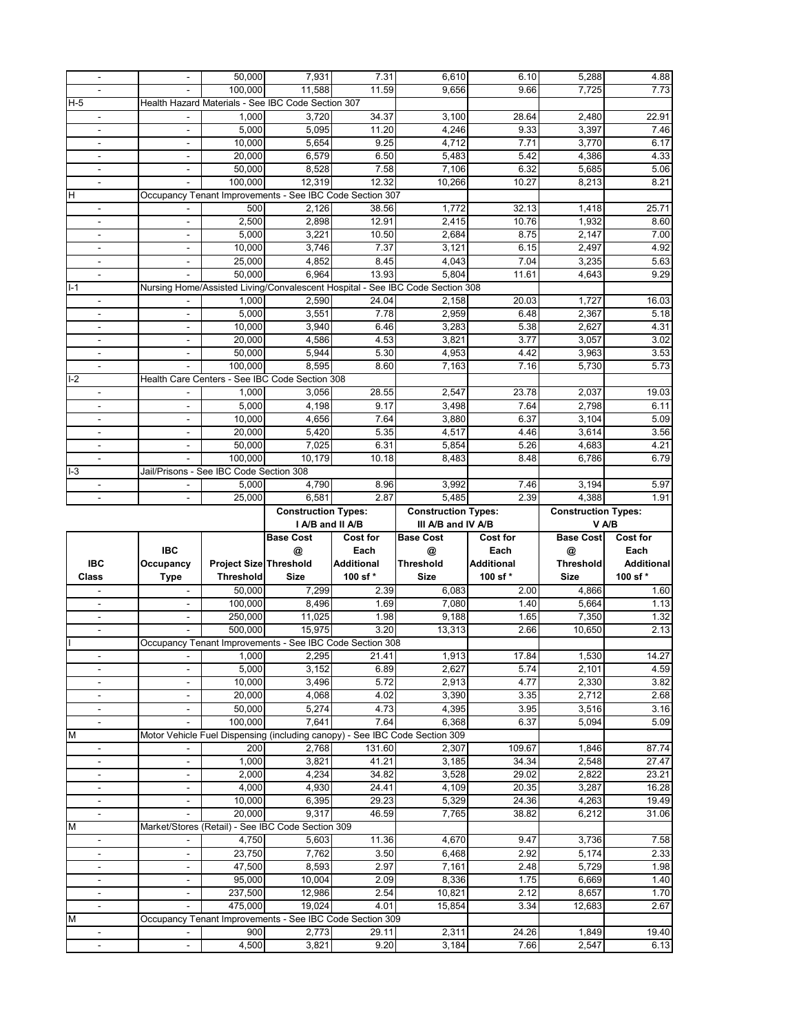| - | - | 50,000 | 7,931 | 7.31 | 6,610 | 6.10 | 5,288 | 4.88 |
|---|---|---|---|---|---|---|---|---|
| - | - | 100,000 | 11,588 | 11.59 | 9,656 | 9.66 | 7,725 | 7.73 |
| H-5 | Health Hazard Materials - See IBC Code Section 307 | | | | | | | |
| - | - | 1,000 | 3,720 | 34.37 | 3,100 | 28.64 | 2,480 | 22.91 |
| - | - | 5,000 | 5,095 | 11.20 | 4,246 | 9.33 | 3,397 | 7.46 |
| - | - | 10,000 | 5,654 | 9.25 | 4,712 | 7.71 | 3,770 | 6.17 |
| - | - | 20,000 | 6,579 | 6.50 | 5,483 | 5.42 | 4,386 | 4.33 |
| - | - | 50,000 | 8,528 | 7.58 | 7,106 | 6.32 | 5,685 | 5.06 |
| - | - | 100,000 | 12,319 | 12.32 | 10,266 | 10.27 | 8,213 | 8.21 |
| H | Occupancy Tenant Improvements - See IBC Code Section 307 | | | | | | | |
| - | - | 500 | 2,126 | 38.56 | 1,772 | 32.13 | 1,418 | 25.71 |
| - | - | 2,500 | 2,898 | 12.91 | 2,415 | 10.76 | 1,932 | 8.60 |
| - | - | 5,000 | 3,221 | 10.50 | 2,684 | 8.75 | 2,147 | 7.00 |
| - | - | 10,000 | 3,746 | 7.37 | 3,121 | 6.15 | 2,497 | 4.92 |
| - | - | 25,000 | 4,852 | 8.45 | 4,043 | 7.04 | 3,235 | 5.63 |
| - | - | 50,000 | 6,964 | 13.93 | 5,804 | 11.61 | 4,643 | 9.29 |
| I-1 | Nursing Home/Assisted Living/Convalescent Hospital - See IBC Code Section 308 | | | | | | | |
| - | - | 1,000 | 2,590 | 24.04 | 2,158 | 20.03 | 1,727 | 16.03 |
| - | - | 5,000 | 3,551 | 7.78 | 2,959 | 6.48 | 2,367 | 5.18 |
| - | - | 10,000 | 3,940 | 6.46 | 3,283 | 5.38 | 2,627 | 4.31 |
| - | - | 20,000 | 4,586 | 4.53 | 3,821 | 3.77 | 3,057 | 3.02 |
| - | - | 50,000 | 5,944 | 5.30 | 4,953 | 4.42 | 3,963 | 3.53 |
| - | - | 100,000 | 8,595 | 8.60 | 7,163 | 7.16 | 5,730 | 5.73 |
| I-2 | Health Care Centers - See IBC Code Section 308 | | | | | | | |
| - | - | 1,000 | 3,056 | 28.55 | 2,547 | 23.78 | 2,037 | 19.03 |
| - | - | 5,000 | 4,198 | 9.17 | 3,498 | 7.64 | 2,798 | 6.11 |
| - | - | 10,000 | 4,656 | 7.64 | 3,880 | 6.37 | 3,104 | 5.09 |
| - | - | 20,000 | 5,420 | 5.35 | 4,517 | 4.46 | 3,614 | 3.56 |
| - | - | 50,000 | 7,025 | 6.31 | 5,854 | 5.26 | 4,683 | 4.21 |
| - | - | 100,000 | 10,179 | 10.18 | 8,483 | 8.48 | 6,786 | 6.79 |
| I-3 | Jail/Prisons - See IBC Code Section 308 | | | | | | | |
| - | - | 5,000 | 4,790 | 8.96 | 3,992 | 7.46 | 3,194 | 5.97 |
| - | - | 25,000 | 6,581 | 2.87 | 5,485 | 2.39 | 4,388 | 1.91 |

| | | | Construction Types: I A/B and II A/B | | Construction Types: III A/B and IV A/B | | Construction Types: V A/B | |
|---|---|---|---|---|---|---|---|---|
| IBC Class | IBC Occupancy Type | Project Size Threshold | Base Cost @ Threshold Size | Cost for Each Additional 100 sf * | Base Cost @ Threshold Size | Cost for Each Additional 100 sf * | Base Cost @ Threshold Size | Cost for Each Additional 100 sf * |
| - | - | 50,000 | 7,299 | 2.39 | 6,083 | 2.00 | 4,866 | 1.60 |
| - | - | 100,000 | 8,496 | 1.69 | 7,080 | 1.40 | 5,664 | 1.13 |
| - | - | 250,000 | 11,025 | 1.98 | 9,188 | 1.65 | 7,350 | 1.32 |
| - | - | 500,000 | 15,975 | 3.20 | 13,313 | 2.66 | 10,650 | 2.13 |
| I | Occupancy Tenant Improvements - See IBC Code Section 308 | | | | | | | |
| - | - | 1,000 | 2,295 | 21.41 | 1,913 | 17.84 | 1,530 | 14.27 |
| - | - | 5,000 | 3,152 | 6.89 | 2,627 | 5.74 | 2,101 | 4.59 |
| - | - | 10,000 | 3,496 | 5.72 | 2,913 | 4.77 | 2,330 | 3.82 |
| - | - | 20,000 | 4,068 | 4.02 | 3,390 | 3.35 | 2,712 | 2.68 |
| - | - | 50,000 | 5,274 | 4.73 | 4,395 | 3.95 | 3,516 | 3.16 |
| - | - | 100,000 | 7,641 | 7.64 | 6,368 | 6.37 | 5,094 | 5.09 |
| M | Motor Vehicle Fuel Dispensing (including canopy) - See IBC Code Section 309 | | | | | | | |
| - | - | 200 | 2,768 | 131.60 | 2,307 | 109.67 | 1,846 | 87.74 |
| - | - | 1,000 | 3,821 | 41.21 | 3,185 | 34.34 | 2,548 | 27.47 |
| - | - | 2,000 | 4,234 | 34.82 | 3,528 | 29.02 | 2,822 | 23.21 |
| - | - | 4,000 | 4,930 | 24.41 | 4,109 | 20.35 | 3,287 | 16.28 |
| - | - | 10,000 | 6,395 | 29.23 | 5,329 | 24.36 | 4,263 | 19.49 |
| - | - | 20,000 | 9,317 | 46.59 | 7,765 | 38.82 | 6,212 | 31.06 |
| M | Market/Stores (Retail) - See IBC Code Section 309 | | | | | | | |
| - | - | 4,750 | 5,603 | 11.36 | 4,670 | 9.47 | 3,736 | 7.58 |
| - | - | 23,750 | 7,762 | 3.50 | 6,468 | 2.92 | 5,174 | 2.33 |
| - | - | 47,500 | 8,593 | 2.97 | 7,161 | 2.48 | 5,729 | 1.98 |
| - | - | 95,000 | 10,004 | 2.09 | 8,336 | 1.75 | 6,669 | 1.40 |
| - | - | 237,500 | 12,986 | 2.54 | 10,821 | 2.12 | 8,657 | 1.70 |
| - | - | 475,000 | 19,024 | 4.01 | 15,854 | 3.34 | 12,683 | 2.67 |
| M | Occupancy Tenant Improvements - See IBC Code Section 309 | | | | | | | |
| - | - | 900 | 2,773 | 29.11 | 2,311 | 24.26 | 1,849 | 19.40 |
| - | - | 4,500 | 3,821 | 9.20 | 3,184 | 7.66 | 2,547 | 6.13 |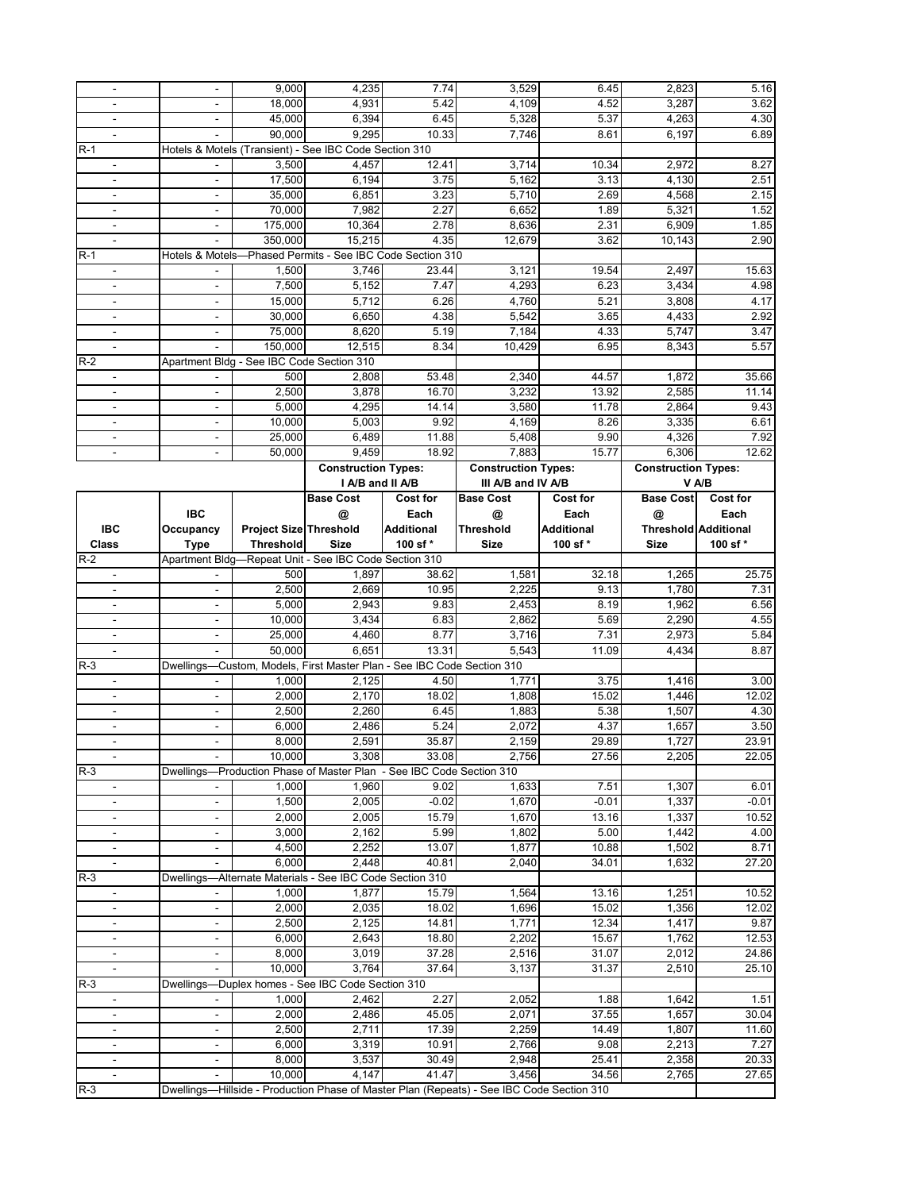| IBC Class | IBC Occupancy Type | Project Size Threshold | Construction Types: I A/B and II A/B Base Cost @ Threshold Size | Construction Types: I A/B and II A/B Cost for Each Additional 100 sf * | Construction Types: III A/B and IV A/B Base Cost @ Threshold Size | Construction Types: III A/B and IV A/B Cost for Each Additional 100 sf * | Construction Types: V A/B Base Cost @ Threshold Size | Construction Types: V A/B Cost for Each Additional 100 sf * |
|---|---|---|---|---|---|---|---|---|
| - | - | 9,000 | 4,235 | 7.74 | 3,529 | 6.45 | 2,823 | 5.16 |
| - | - | 18,000 | 4,931 | 5.42 | 4,109 | 4.52 | 3,287 | 3.62 |
| - | - | 45,000 | 6,394 | 6.45 | 5,328 | 5.37 | 4,263 | 4.30 |
| - | - | 90,000 | 9,295 | 10.33 | 7,746 | 8.61 | 6,197 | 6.89 |
| R-1 | Hotels & Motels (Transient) - See IBC Code Section 310 | | | | | | | |
| - | - | 3,500 | 4,457 | 12.41 | 3,714 | 10.34 | 2,972 | 8.27 |
| - | - | 17,500 | 6,194 | 3.75 | 5,162 | 3.13 | 4,130 | 2.51 |
| - | - | 35,000 | 6,851 | 3.23 | 5,710 | 2.69 | 4,568 | 2.15 |
| - | - | 70,000 | 7,982 | 2.27 | 6,652 | 1.89 | 5,321 | 1.52 |
| - | - | 175,000 | 10,364 | 2.78 | 8,636 | 2.31 | 6,909 | 1.85 |
| - | - | 350,000 | 15,215 | 4.35 | 12,679 | 3.62 | 10,143 | 2.90 |
| R-1 | Hotels & Motels—Phased Permits - See IBC Code Section 310 | | | | | | | |
| - | - | 1,500 | 3,746 | 23.44 | 3,121 | 19.54 | 2,497 | 15.63 |
| - | - | 7,500 | 5,152 | 7.47 | 4,293 | 6.23 | 3,434 | 4.98 |
| - | - | 15,000 | 5,712 | 6.26 | 4,760 | 5.21 | 3,808 | 4.17 |
| - | - | 30,000 | 6,650 | 4.38 | 5,542 | 3.65 | 4,433 | 2.92 |
| - | - | 75,000 | 8,620 | 5.19 | 7,184 | 4.33 | 5,747 | 3.47 |
| - | - | 150,000 | 12,515 | 8.34 | 10,429 | 6.95 | 8,343 | 5.57 |
| R-2 | Apartment Bldg - See IBC Code Section 310 | | | | | | | |
| - | - | 500 | 2,808 | 53.48 | 2,340 | 44.57 | 1,872 | 35.66 |
| - | - | 2,500 | 3,878 | 16.70 | 3,232 | 13.92 | 2,585 | 11.14 |
| - | - | 5,000 | 4,295 | 14.14 | 3,580 | 11.78 | 2,864 | 9.43 |
| - | - | 10,000 | 5,003 | 9.92 | 4,169 | 8.26 | 3,335 | 6.61 |
| - | - | 25,000 | 6,489 | 11.88 | 5,408 | 9.90 | 4,326 | 7.92 |
| - | - | 50,000 | 9,459 | 18.92 | 7,883 | 15.77 | 6,306 | 12.62 |
| R-2 | Apartment Bldg—Repeat Unit - See IBC Code Section 310 | | | | | | | |
| - | - | 500 | 1,897 | 38.62 | 1,581 | 32.18 | 1,265 | 25.75 |
| - | - | 2,500 | 2,669 | 10.95 | 2,225 | 9.13 | 1,780 | 7.31 |
| - | - | 5,000 | 2,943 | 9.83 | 2,453 | 8.19 | 1,962 | 6.56 |
| - | - | 10,000 | 3,434 | 6.83 | 2,862 | 5.69 | 2,290 | 4.55 |
| - | - | 25,000 | 4,460 | 8.77 | 3,716 | 7.31 | 2,973 | 5.84 |
| - | - | 50,000 | 6,651 | 13.31 | 5,543 | 11.09 | 4,434 | 8.87 |
| R-3 | Dwellings—Custom, Models, First Master Plan - See IBC Code Section 310 | | | | | | | |
| - | - | 1,000 | 2,125 | 4.50 | 1,771 | 3.75 | 1,416 | 3.00 |
| - | - | 2,000 | 2,170 | 18.02 | 1,808 | 15.02 | 1,446 | 12.02 |
| - | - | 2,500 | 2,260 | 6.45 | 1,883 | 5.38 | 1,507 | 4.30 |
| - | - | 6,000 | 2,486 | 5.24 | 2,072 | 4.37 | 1,657 | 3.50 |
| - | - | 8,000 | 2,591 | 35.87 | 2,159 | 29.89 | 1,727 | 23.91 |
| - | - | 10,000 | 3,308 | 33.08 | 2,756 | 27.56 | 2,205 | 22.05 |
| R-3 | Dwellings—Production Phase of Master Plan - See IBC Code Section 310 | | | | | | | |
| - | - | 1,000 | 1,960 | 9.02 | 1,633 | 7.51 | 1,307 | 6.01 |
| - | - | 1,500 | 2,005 | -0.02 | 1,670 | -0.01 | 1,337 | -0.01 |
| - | - | 2,000 | 2,005 | 15.79 | 1,670 | 13.16 | 1,337 | 10.52 |
| - | - | 3,000 | 2,162 | 5.99 | 1,802 | 5.00 | 1,442 | 4.00 |
| - | - | 4,500 | 2,252 | 13.07 | 1,877 | 10.88 | 1,502 | 8.71 |
| - | - | 6,000 | 2,448 | 40.81 | 2,040 | 34.01 | 1,632 | 27.20 |
| R-3 | Dwellings—Alternate Materials - See IBC Code Section 310 | | | | | | | |
| - | - | 1,000 | 1,877 | 15.79 | 1,564 | 13.16 | 1,251 | 10.52 |
| - | - | 2,000 | 2,035 | 18.02 | 1,696 | 15.02 | 1,356 | 12.02 |
| - | - | 2,500 | 2,125 | 14.81 | 1,771 | 12.34 | 1,417 | 9.87 |
| - | - | 6,000 | 2,643 | 18.80 | 2,202 | 15.67 | 1,762 | 12.53 |
| - | - | 8,000 | 3,019 | 37.28 | 2,516 | 31.07 | 2,012 | 24.86 |
| - | - | 10,000 | 3,764 | 37.64 | 3,137 | 31.37 | 2,510 | 25.10 |
| R-3 | Dwellings—Duplex homes - See IBC Code Section 310 | | | | | | | |
| - | - | 1,000 | 2,462 | 2.27 | 2,052 | 1.88 | 1,642 | 1.51 |
| - | - | 2,000 | 2,486 | 45.05 | 2,071 | 37.55 | 1,657 | 30.04 |
| - | - | 2,500 | 2,711 | 17.39 | 2,259 | 14.49 | 1,807 | 11.60 |
| - | - | 6,000 | 3,319 | 10.91 | 2,766 | 9.08 | 2,213 | 7.27 |
| - | - | 8,000 | 3,537 | 30.49 | 2,948 | 25.41 | 2,358 | 20.33 |
| - | - | 10,000 | 4,147 | 41.47 | 3,456 | 34.56 | 2,765 | 27.65 |
| R-3 | Dwellings—Hillside - Production Phase of Master Plan (Repeats) - See IBC Code Section 310 | | | | | | | |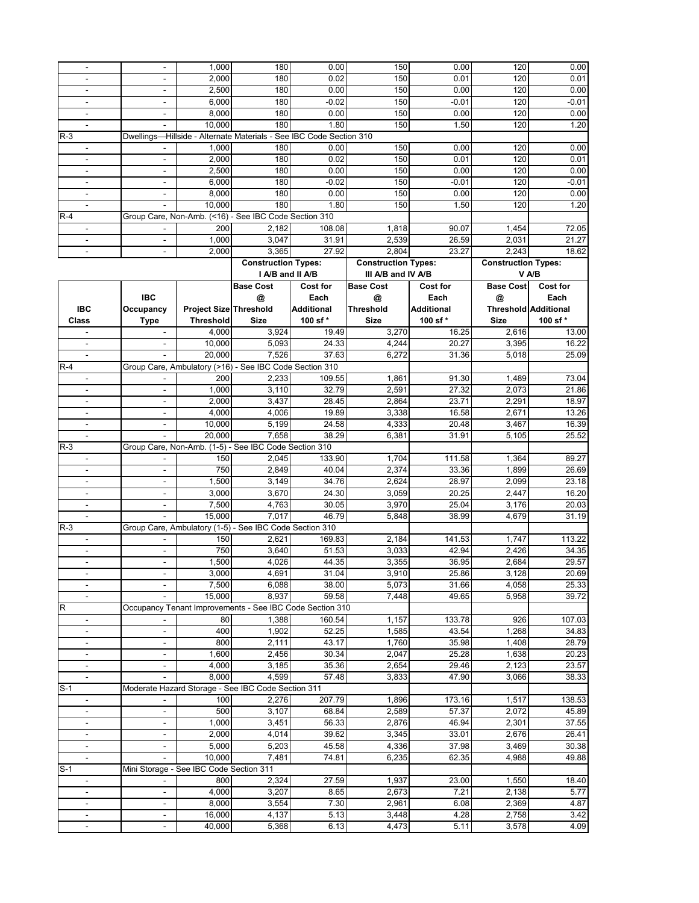| - | - | 1,000 | 180 | 0.00 | 150 | 0.00 | 120 | 0.00 |
|---|---|---|---|---|---|---|---|---|
| - | - | 2,000 | 180 | 0.02 | 150 | 0.01 | 120 | 0.01 |
| - | - | 2,500 | 180 | 0.00 | 150 | 0.00 | 120 | 0.00 |
| - | - | 6,000 | 180 | -0.02 | 150 | -0.01 | 120 | -0.01 |
| - | - | 8,000 | 180 | 0.00 | 150 | 0.00 | 120 | 0.00 |
| - | - | 10,000 | 180 | 1.80 | 150 | 1.50 | 120 | 1.20 |
| R-3 | Dwellings—Hillside - Alternate Materials - See IBC Code Section 310 | | | | | | | |
| - | - | 1,000 | 180 | 0.00 | 150 | 0.00 | 120 | 0.00 |
| - | - | 2,000 | 180 | 0.02 | 150 | 0.01 | 120 | 0.01 |
| - | - | 2,500 | 180 | 0.00 | 150 | 0.00 | 120 | 0.00 |
| - | - | 6,000 | 180 | -0.02 | 150 | -0.01 | 120 | -0.01 |
| - | - | 8,000 | 180 | 0.00 | 150 | 0.00 | 120 | 0.00 |
| - | - | 10,000 | 180 | 1.80 | 150 | 1.50 | 120 | 1.20 |
| R-4 | Group Care, Non-Amb. (<16) - See IBC Code Section 310 | | | | | | | |
| - | - | 200 | 2,182 | 108.08 | 1,818 | 90.07 | 1,454 | 72.05 |
| - | - | 1,000 | 3,047 | 31.91 | 2,539 | 26.59 | 2,031 | 21.27 |
| - | - | 2,000 | 3,365 | 27.92 | 2,804 | 23.27 | 2,243 | 18.62 |

| | | | Construction Types: I A/B and II A/B | | Construction Types: III A/B and IV A/B | | Construction Types: V A/B | |
|---|---|---|---|---|---|---|---|---|
| IBC Class | IBC Occupancy Type | Project Size Threshold | Base Cost @ Threshold Size | Cost for Each Additional 100 sf * | Base Cost @ Threshold Size | Cost for Each Additional 100 sf * | Base Cost @ Threshold Size | Cost for Each Additional 100 sf * |
| - | - | 4,000 | 3,924 | 19.49 | 3,270 | 16.25 | 2,616 | 13.00 |
| - | - | 10,000 | 5,093 | 24.33 | 4,244 | 20.27 | 3,395 | 16.22 |
| - | - | 20,000 | 7,526 | 37.63 | 6,272 | 31.36 | 5,018 | 25.09 |
| R-4 | Group Care, Ambulatory (>16) - See IBC Code Section 310 | | | | | | | |
| - | - | 200 | 2,233 | 109.55 | 1,861 | 91.30 | 1,489 | 73.04 |
| - | - | 1,000 | 3,110 | 32.79 | 2,591 | 27.32 | 2,073 | 21.86 |
| - | - | 2,000 | 3,437 | 28.45 | 2,864 | 23.71 | 2,291 | 18.97 |
| - | - | 4,000 | 4,006 | 19.89 | 3,338 | 16.58 | 2,671 | 13.26 |
| - | - | 10,000 | 5,199 | 24.58 | 4,333 | 20.48 | 3,467 | 16.39 |
| - | - | 20,000 | 7,658 | 38.29 | 6,381 | 31.91 | 5,105 | 25.52 |
| R-3 | Group Care, Non-Amb. (1-5) - See IBC Code Section 310 | | | | | | | |
| - | - | 150 | 2,045 | 133.90 | 1,704 | 111.58 | 1,364 | 89.27 |
| - | - | 750 | 2,849 | 40.04 | 2,374 | 33.36 | 1,899 | 26.69 |
| - | - | 1,500 | 3,149 | 34.76 | 2,624 | 28.97 | 2,099 | 23.18 |
| - | - | 3,000 | 3,670 | 24.30 | 3,059 | 20.25 | 2,447 | 16.20 |
| - | - | 7,500 | 4,763 | 30.05 | 3,970 | 25.04 | 3,176 | 20.03 |
| - | - | 15,000 | 7,017 | 46.79 | 5,848 | 38.99 | 4,679 | 31.19 |
| R-3 | Group Care, Ambulatory (1-5) - See IBC Code Section 310 | | | | | | | |
| - | - | 150 | 2,621 | 169.83 | 2,184 | 141.53 | 1,747 | 113.22 |
| - | - | 750 | 3,640 | 51.53 | 3,033 | 42.94 | 2,426 | 34.35 |
| - | - | 1,500 | 4,026 | 44.35 | 3,355 | 36.95 | 2,684 | 29.57 |
| - | - | 3,000 | 4,691 | 31.04 | 3,910 | 25.86 | 3,128 | 20.69 |
| - | - | 7,500 | 6,088 | 38.00 | 5,073 | 31.66 | 4,058 | 25.33 |
| - | - | 15,000 | 8,937 | 59.58 | 7,448 | 49.65 | 5,958 | 39.72 |
| R | Occupancy Tenant Improvements - See IBC Code Section 310 | | | | | | | |
| - | - | 80 | 1,388 | 160.54 | 1,157 | 133.78 | 926 | 107.03 |
| - | - | 400 | 1,902 | 52.25 | 1,585 | 43.54 | 1,268 | 34.83 |
| - | - | 800 | 2,111 | 43.17 | 1,760 | 35.98 | 1,408 | 28.79 |
| - | - | 1,600 | 2,456 | 30.34 | 2,047 | 25.28 | 1,638 | 20.23 |
| - | - | 4,000 | 3,185 | 35.36 | 2,654 | 29.46 | 2,123 | 23.57 |
| - | - | 8,000 | 4,599 | 57.48 | 3,833 | 47.90 | 3,066 | 38.33 |
| S-1 | Moderate Hazard Storage - See IBC Code Section 311 | | | | | | | |
| - | - | 100 | 2,276 | 207.79 | 1,896 | 173.16 | 1,517 | 138.53 |
| - | - | 500 | 3,107 | 68.84 | 2,589 | 57.37 | 2,072 | 45.89 |
| - | - | 1,000 | 3,451 | 56.33 | 2,876 | 46.94 | 2,301 | 37.55 |
| - | - | 2,000 | 4,014 | 39.62 | 3,345 | 33.01 | 2,676 | 26.41 |
| - | - | 5,000 | 5,203 | 45.58 | 4,336 | 37.98 | 3,469 | 30.38 |
| - | - | 10,000 | 7,481 | 74.81 | 6,235 | 62.35 | 4,988 | 49.88 |
| S-1 | Mini Storage - See IBC Code Section 311 | | | | | | | |
| - | - | 800 | 2,324 | 27.59 | 1,937 | 23.00 | 1,550 | 18.40 |
| - | - | 4,000 | 3,207 | 8.65 | 2,673 | 7.21 | 2,138 | 5.77 |
| - | - | 8,000 | 3,554 | 7.30 | 2,961 | 6.08 | 2,369 | 4.87 |
| - | - | 16,000 | 4,137 | 5.13 | 3,448 | 4.28 | 2,758 | 3.42 |
| - | - | 40,000 | 5,368 | 6.13 | 4,473 | 5.11 | 3,578 | 4.09 |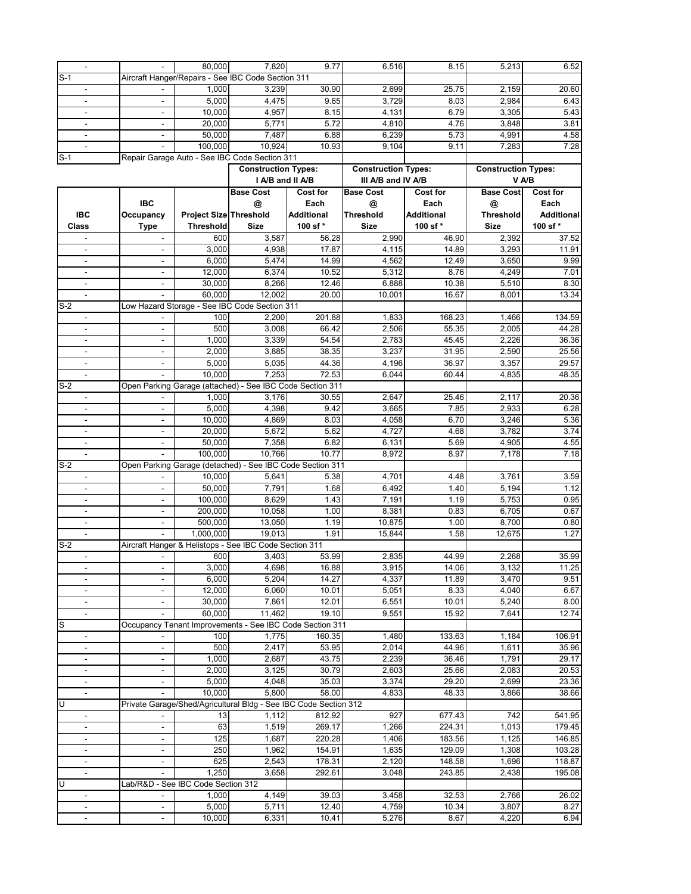| IBC Class | IBC Occupancy Type | Project Size Threshold | Construction Types: I A/B and II A/B Base Cost @ Threshold Size | Construction Types: I A/B and II A/B Cost for Each Additional 100 sf * | Construction Types: III A/B and IV A/B Base Cost @ Threshold Size | Construction Types: III A/B and IV A/B Cost for Each Additional 100 sf * | Construction Types: V A/B Base Cost @ Threshold Size | Construction Types: V A/B Cost for Each Additional 100 sf * |
|---|---|---|---|---|---|---|---|---|
| - | - | 80,000 | 7,820 | 9.77 | 6,516 | 8.15 | 5,213 | 6.52 |
| S-1 | Aircraft Hanger/Repairs - See IBC Code Section 311 | | | | | | | |
| - | - | 1,000 | 3,239 | 30.90 | 2,699 | 25.75 | 2,159 | 20.60 |
| - | - | 5,000 | 4,475 | 9.65 | 3,729 | 8.03 | 2,984 | 6.43 |
| - | - | 10,000 | 4,957 | 8.15 | 4,131 | 6.79 | 3,305 | 5.43 |
| - | - | 20,000 | 5,771 | 5.72 | 4,810 | 4.76 | 3,848 | 3.81 |
| - | - | 50,000 | 7,487 | 6.88 | 6,239 | 5.73 | 4,991 | 4.58 |
| - | - | 100,000 | 10,924 | 10.93 | 9,104 | 9.11 | 7,283 | 7.28 |
| S-1 | Repair Garage Auto - See IBC Code Section 311 | | | | | | | |
| - | - | 600 | 3,587 | 56.28 | 2,990 | 46.90 | 2,392 | 37.52 |
| - | - | 3,000 | 4,938 | 17.87 | 4,115 | 14.89 | 3,293 | 11.91 |
| - | - | 6,000 | 5,474 | 14.99 | 4,562 | 12.49 | 3,650 | 9.99 |
| - | - | 12,000 | 6,374 | 10.52 | 5,312 | 8.76 | 4,249 | 7.01 |
| - | - | 30,000 | 8,266 | 12.46 | 6,888 | 10.38 | 5,510 | 8.30 |
| - | - | 60,000 | 12,002 | 20.00 | 10,001 | 16.67 | 8,001 | 13.34 |
| S-2 | Low Hazard Storage - See IBC Code Section 311 | | | | | | | |
| - | - | 100 | 2,200 | 201.88 | 1,833 | 168.23 | 1,466 | 134.59 |
| - | - | 500 | 3,008 | 66.42 | 2,506 | 55.35 | 2,005 | 44.28 |
| - | - | 1,000 | 3,339 | 54.54 | 2,783 | 45.45 | 2,226 | 36.36 |
| - | - | 2,000 | 3,885 | 38.35 | 3,237 | 31.95 | 2,590 | 25.56 |
| - | - | 5,000 | 5,035 | 44.36 | 4,196 | 36.97 | 3,357 | 29.57 |
| - | - | 10,000 | 7,253 | 72.53 | 6,044 | 60.44 | 4,835 | 48.35 |
| S-2 | Open Parking Garage (attached) - See IBC Code Section 311 | | | | | | | |
| - | - | 1,000 | 3,176 | 30.55 | 2,647 | 25.46 | 2,117 | 20.36 |
| - | - | 5,000 | 4,398 | 9.42 | 3,665 | 7.85 | 2,933 | 6.28 |
| - | - | 10,000 | 4,869 | 8.03 | 4,058 | 6.70 | 3,246 | 5.36 |
| - | - | 20,000 | 5,672 | 5.62 | 4,727 | 4.68 | 3,782 | 3.74 |
| - | - | 50,000 | 7,358 | 6.82 | 6,131 | 5.69 | 4,905 | 4.55 |
| - | - | 100,000 | 10,766 | 10.77 | 8,972 | 8.97 | 7,178 | 7.18 |
| S-2 | Open Parking Garage (detached) - See IBC Code Section 311 | | | | | | | |
| - | - | 10,000 | 5,641 | 5.38 | 4,701 | 4.48 | 3,761 | 3.59 |
| - | - | 50,000 | 7,791 | 1.68 | 6,492 | 1.40 | 5,194 | 1.12 |
| - | - | 100,000 | 8,629 | 1.43 | 7,191 | 1.19 | 5,753 | 0.95 |
| - | - | 200,000 | 10,058 | 1.00 | 8,381 | 0.83 | 6,705 | 0.67 |
| - | - | 500,000 | 13,050 | 1.19 | 10,875 | 1.00 | 8,700 | 0.80 |
| - | - | 1,000,000 | 19,013 | 1.91 | 15,844 | 1.58 | 12,675 | 1.27 |
| S-2 | Aircraft Hanger & Helistops - See IBC Code Section 311 | | | | | | | |
| - | - | 600 | 3,403 | 53.99 | 2,835 | 44.99 | 2,268 | 35.99 |
| - | - | 3,000 | 4,698 | 16.88 | 3,915 | 14.06 | 3,132 | 11.25 |
| - | - | 6,000 | 5,204 | 14.27 | 4,337 | 11.89 | 3,470 | 9.51 |
| - | - | 12,000 | 6,060 | 10.01 | 5,051 | 8.33 | 4,040 | 6.67 |
| - | - | 30,000 | 7,861 | 12.01 | 6,551 | 10.01 | 5,240 | 8.00 |
| - | - | 60,000 | 11,462 | 19.10 | 9,551 | 15.92 | 7,641 | 12.74 |
| S | Occupancy Tenant Improvements - See IBC Code Section 311 | | | | | | | |
| - | - | 100 | 1,775 | 160.35 | 1,480 | 133.63 | 1,184 | 106.91 |
| - | - | 500 | 2,417 | 53.95 | 2,014 | 44.96 | 1,611 | 35.96 |
| - | - | 1,000 | 2,687 | 43.75 | 2,239 | 36.46 | 1,791 | 29.17 |
| - | - | 2,000 | 3,125 | 30.79 | 2,603 | 25.66 | 2,083 | 20.53 |
| - | - | 5,000 | 4,048 | 35.03 | 3,374 | 29.20 | 2,699 | 23.36 |
| - | - | 10,000 | 5,800 | 58.00 | 4,833 | 48.33 | 3,866 | 38.66 |
| U | Private Garage/Shed/Agricultural Bldg - See IBC Code Section 312 | | | | | | | |
| - | - | 13 | 1,112 | 812.92 | 927 | 677.43 | 742 | 541.95 |
| - | - | 63 | 1,519 | 269.17 | 1,266 | 224.31 | 1,013 | 179.45 |
| - | - | 125 | 1,687 | 220.28 | 1,406 | 183.56 | 1,125 | 146.85 |
| - | - | 250 | 1,962 | 154.91 | 1,635 | 129.09 | 1,308 | 103.28 |
| - | - | 625 | 2,543 | 178.31 | 2,120 | 148.58 | 1,696 | 118.87 |
| - | - | 1,250 | 3,658 | 292.61 | 3,048 | 243.85 | 2,438 | 195.08 |
| U | Lab/R&D - See IBC Code Section 312 | | | | | | | |
| - | - | 1,000 | 4,149 | 39.03 | 3,458 | 32.53 | 2,766 | 26.02 |
| - | - | 5,000 | 5,711 | 12.40 | 4,759 | 10.34 | 3,807 | 8.27 |
| - | - | 10,000 | 6,331 | 10.41 | 5,276 | 8.67 | 4,220 | 6.94 |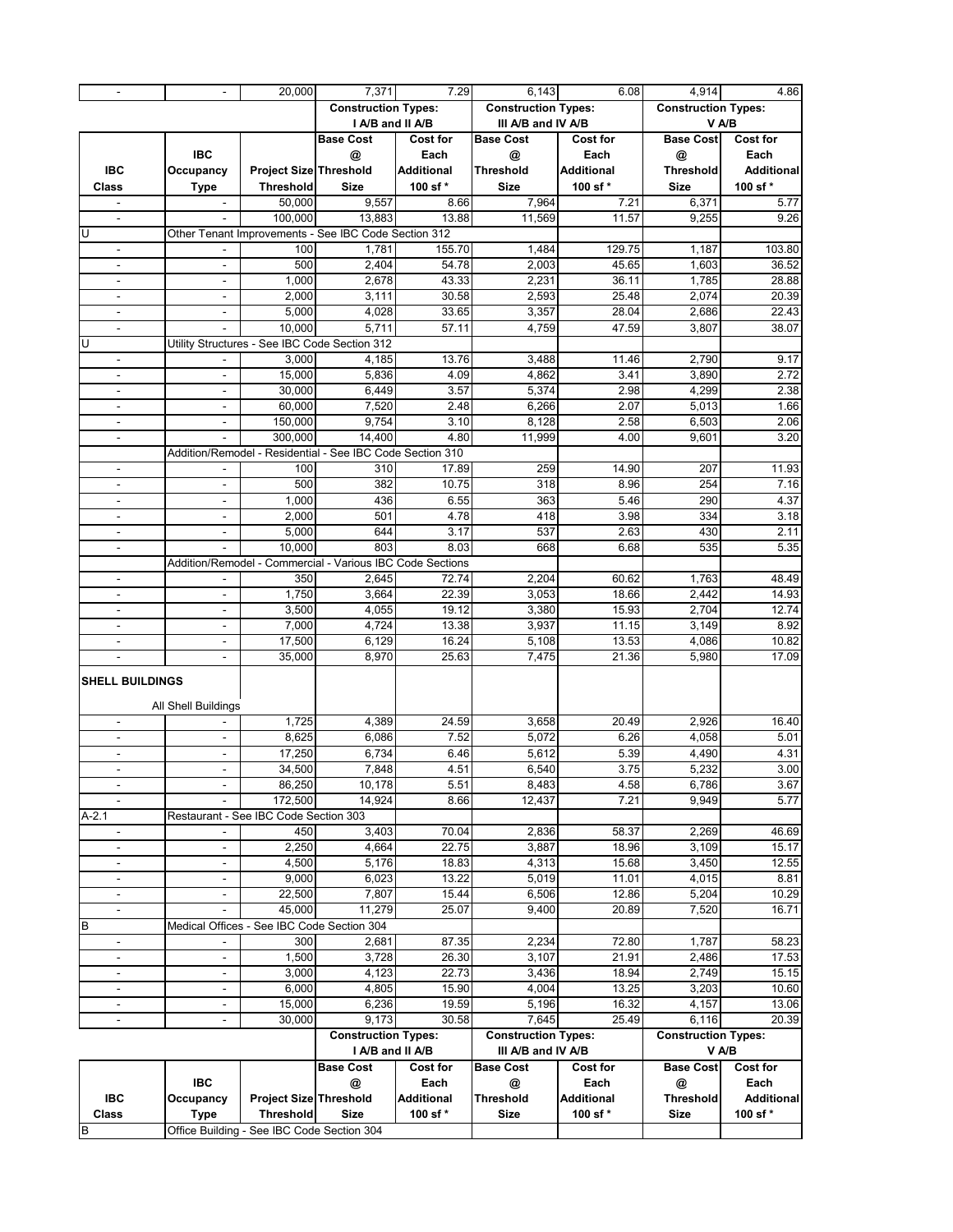| IBC Class | IBC Occupancy Type | Project Size Threshold | Construction Types: I A/B and II A/B Base Cost @ Threshold Size | Construction Types: I A/B and II A/B Cost for Each Additional 100 sf * | Construction Types: III A/B and IV A/B Base Cost @ Threshold Size | Construction Types: III A/B and IV A/B Cost for Each Additional 100 sf * | Construction Types: V A/B Base Cost @ Threshold Size | Construction Types: V A/B Cost for Each Additional 100 sf * |
|---|---|---|---|---|---|---|---|---|
| - | - | 20,000 | 7,371 | 7.29 | 6,143 | 6.08 | 4,914 | 4.86 |
| - | - | 50,000 | 9,557 | 8.66 | 7,964 | 7.21 | 6,371 | 5.77 |
| - | - | 100,000 | 13,883 | 13.88 | 11,569 | 11.57 | 9,255 | 9.26 |
| U | Other Tenant Improvements - See IBC Code Section 312 | | | | | | | |
| - | - | 100 | 1,781 | 155.70 | 1,484 | 129.75 | 1,187 | 103.80 |
| - | - | 500 | 2,404 | 54.78 | 2,003 | 45.65 | 1,603 | 36.52 |
| - | - | 1,000 | 2,678 | 43.33 | 2,231 | 36.11 | 1,785 | 28.88 |
| - | - | 2,000 | 3,111 | 30.58 | 2,593 | 25.48 | 2,074 | 20.39 |
| - | - | 5,000 | 4,028 | 33.65 | 3,357 | 28.04 | 2,686 | 22.43 |
| - | - | 10,000 | 5,711 | 57.11 | 4,759 | 47.59 | 3,807 | 38.07 |
| U | Utility Structures - See IBC Code Section 312 | | | | | | | |
| - | - | 3,000 | 4,185 | 13.76 | 3,488 | 11.46 | 2,790 | 9.17 |
| - | - | 15,000 | 5,836 | 4.09 | 4,862 | 3.41 | 3,890 | 2.72 |
| - | - | 30,000 | 6,449 | 3.57 | 5,374 | 2.98 | 4,299 | 2.38 |
| - | - | 60,000 | 7,520 | 2.48 | 6,266 | 2.07 | 5,013 | 1.66 |
| - | - | 150,000 | 9,754 | 3.10 | 8,128 | 2.58 | 6,503 | 2.06 |
| - | - | 300,000 | 14,400 | 4.80 | 11,999 | 4.00 | 9,601 | 3.20 |
| | Addition/Remodel - Residential - See IBC Code Section 310 | | | | | | | |
| - | - | 100 | 310 | 17.89 | 259 | 14.90 | 207 | 11.93 |
| - | - | 500 | 382 | 10.75 | 318 | 8.96 | 254 | 7.16 |
| - | - | 1,000 | 436 | 6.55 | 363 | 5.46 | 290 | 4.37 |
| - | - | 2,000 | 501 | 4.78 | 418 | 3.98 | 334 | 3.18 |
| - | - | 5,000 | 644 | 3.17 | 537 | 2.63 | 430 | 2.11 |
| - | - | 10,000 | 803 | 8.03 | 668 | 6.68 | 535 | 5.35 |
| | Addition/Remodel - Commercial - Various IBC Code Sections | | | | | | | |
| - | - | 350 | 2,645 | 72.74 | 2,204 | 60.62 | 1,763 | 48.49 |
| - | - | 1,750 | 3,664 | 22.39 | 3,053 | 18.66 | 2,442 | 14.93 |
| - | - | 3,500 | 4,055 | 19.12 | 3,380 | 15.93 | 2,704 | 12.74 |
| - | - | 7,000 | 4,724 | 13.38 | 3,937 | 11.15 | 3,149 | 8.92 |
| - | - | 17,500 | 6,129 | 16.24 | 5,108 | 13.53 | 4,086 | 10.82 |
| - | - | 35,000 | 8,970 | 25.63 | 7,475 | 21.36 | 5,980 | 17.09 |
| **SHELL BUILDINGS** | | | | | | | | |
| | All Shell Buildings | | | | | | | |
| - | - | 1,725 | 4,389 | 24.59 | 3,658 | 20.49 | 2,926 | 16.40 |
| - | - | 8,625 | 6,086 | 7.52 | 5,072 | 6.26 | 4,058 | 5.01 |
| - | - | 17,250 | 6,734 | 6.46 | 5,612 | 5.39 | 4,490 | 4.31 |
| - | - | 34,500 | 7,848 | 4.51 | 6,540 | 3.75 | 5,232 | 3.00 |
| - | - | 86,250 | 10,178 | 5.51 | 8,483 | 4.58 | 6,786 | 3.67 |
| - | - | 172,500 | 14,924 | 8.66 | 12,437 | 7.21 | 9,949 | 5.77 |
| A-2.1 | Restaurant - See IBC Code Section 303 | | | | | | | |
| - | - | 450 | 3,403 | 70.04 | 2,836 | 58.37 | 2,269 | 46.69 |
| - | - | 2,250 | 4,664 | 22.75 | 3,887 | 18.96 | 3,109 | 15.17 |
| - | - | 4,500 | 5,176 | 18.83 | 4,313 | 15.68 | 3,450 | 12.55 |
| - | - | 9,000 | 6,023 | 13.22 | 5,019 | 11.01 | 4,015 | 8.81 |
| - | - | 22,500 | 7,807 | 15.44 | 6,506 | 12.86 | 5,204 | 10.29 |
| - | - | 45,000 | 11,279 | 25.07 | 9,400 | 20.89 | 7,520 | 16.71 |
| B | Medical Offices - See IBC Code Section 304 | | | | | | | |
| - | - | 300 | 2,681 | 87.35 | 2,234 | 72.80 | 1,787 | 58.23 |
| - | - | 1,500 | 3,728 | 26.30 | 3,107 | 21.91 | 2,486 | 17.53 |
| - | - | 3,000 | 4,123 | 22.73 | 3,436 | 18.94 | 2,749 | 15.15 |
| - | - | 6,000 | 4,805 | 15.90 | 4,004 | 13.25 | 3,203 | 10.60 |
| - | - | 15,000 | 6,236 | 19.59 | 5,196 | 16.32 | 4,157 | 13.06 |
| - | - | 30,000 | 9,173 | 30.58 | 7,645 | 25.49 | 6,116 | 20.39 |

| IBC Class | IBC Occupancy Type | Project Size Threshold | Construction Types: I A/B and II A/B Base Cost @ Threshold Size | Construction Types: I A/B and II A/B Cost for Each Additional 100 sf * | Construction Types: III A/B and IV A/B Base Cost @ Threshold Size | Construction Types: III A/B and IV A/B Cost for Each Additional 100 sf * | Construction Types: V A/B Base Cost @ Threshold Size | Construction Types: V A/B Cost for Each Additional 100 sf * |
|---|---|---|---|---|---|---|---|---|
| B | Office Building - See IBC Code Section 304 | | | | | | | |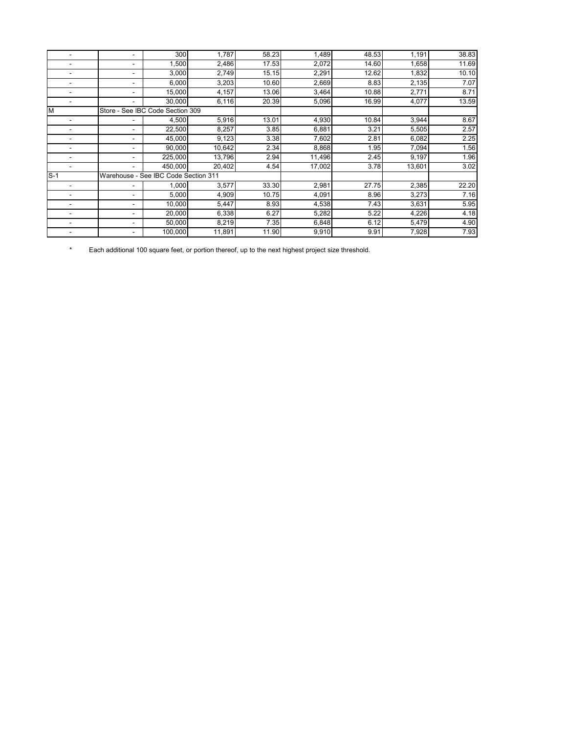| | | | | | | | | |
|---|---|---|---|---|---|---|---|---|
| - | - | 300 | 1,787 | 58.23 | 1,489 | 48.53 | 1,191 | 38.83 |
| - | - | 1,500 | 2,486 | 17.53 | 2,072 | 14.60 | 1,658 | 11.69 |
| - | - | 3,000 | 2,749 | 15.15 | 2,291 | 12.62 | 1,832 | 10.10 |
| - | - | 6,000 | 3,203 | 10.60 | 2,669 | 8.83 | 2,135 | 7.07 |
| - | - | 15,000 | 4,157 | 13.06 | 3,464 | 10.88 | 2,771 | 8.71 |
| - | - | 30,000 | 6,116 | 20.39 | 5,096 | 16.99 | 4,077 | 13.59 |
| M | Store - See IBC Code Section 309 | | | | | | | |
| - | - | 4,500 | 5,916 | 13.01 | 4,930 | 10.84 | 3,944 | 8.67 |
| - | - | 22,500 | 8,257 | 3.85 | 6,881 | 3.21 | 5,505 | 2.57 |
| - | - | 45,000 | 9,123 | 3.38 | 7,602 | 2.81 | 6,082 | 2.25 |
| - | - | 90,000 | 10,642 | 2.34 | 8,868 | 1.95 | 7,094 | 1.56 |
| - | - | 225,000 | 13,796 | 2.94 | 11,496 | 2.45 | 9,197 | 1.96 |
| - | - | 450,000 | 20,402 | 4.54 | 17,002 | 3.78 | 13,601 | 3.02 |
| S-1 | Warehouse - See IBC Code Section 311 | | | | | | | |
| - | - | 1,000 | 3,577 | 33.30 | 2,981 | 27.75 | 2,385 | 22.20 |
| - | - | 5,000 | 4,909 | 10.75 | 4,091 | 8.96 | 3,273 | 7.16 |
| - | - | 10,000 | 5,447 | 8.93 | 4,538 | 7.43 | 3,631 | 5.95 |
| - | - | 20,000 | 6,338 | 6.27 | 5,282 | 5.22 | 4,226 | 4.18 |
| - | - | 50,000 | 8,219 | 7.35 | 6,848 | 6.12 | 5,479 | 4.90 |
| - | - | 100,000 | 11,891 | 11.90 | 9,910 | 9.91 | 7,928 | 7.93 |

* Each additional 100 square feet, or portion thereof, up to the next highest project size threshold.